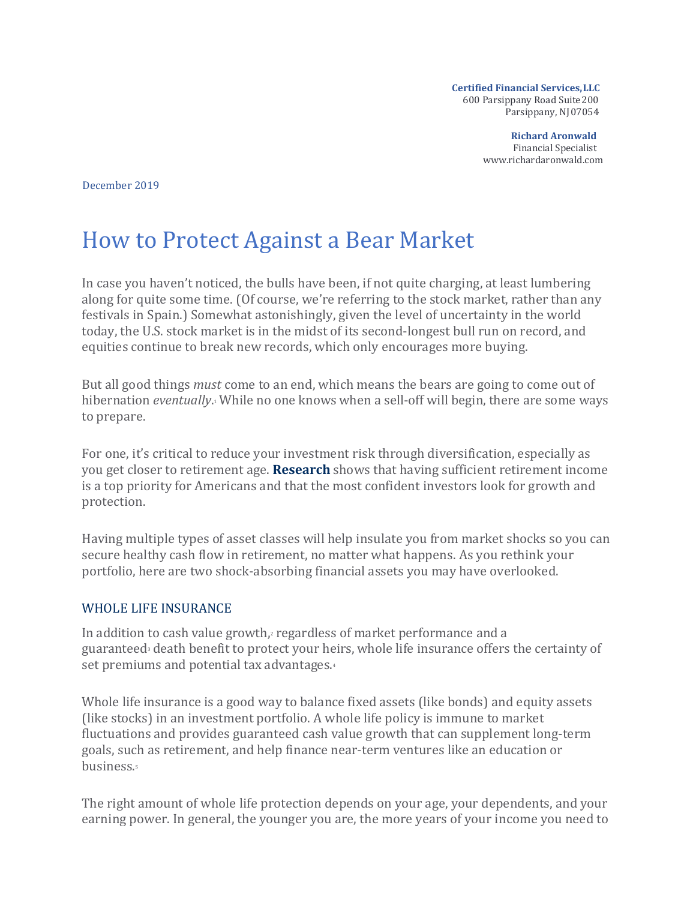**Certified Financial Services, LLC**
600 Parsippany Road Suite 200
Parsippany, NJ 07054

**Richard Aronwald**
Financial Specialist
www.richardaronwald.com

December 2019

# How to Protect Against a Bear Market

In case you haven't noticed, the bulls have been, if not quite charging, at least lumbering along for quite some time. (Of course, we're referring to the stock market, rather than any festivals in Spain.) Somewhat astonishingly, given the level of uncertainty in the world today, the U.S. stock market is in the midst of its second-longest bull run on record, and equities continue to break new records, which only encourages more buying.

But all good things *must* come to an end, which means the bears are going to come out of hibernation *eventually*.[1] While no one knows when a sell-off will begin, there are some ways to prepare.

For one, it's critical to reduce your investment risk through diversification, especially as you get closer to retirement age. **Research** shows that having sufficient retirement income is a top priority for Americans and that the most confident investors look for growth and protection.

Having multiple types of asset classes will help insulate you from market shocks so you can secure healthy cash flow in retirement, no matter what happens. As you rethink your portfolio, here are two shock-absorbing financial assets you may have overlooked.

## WHOLE LIFE INSURANCE

In addition to cash value growth,[2] regardless of market performance and a guaranteed[3] death benefit to protect your heirs, whole life insurance offers the certainty of set premiums and potential tax advantages.[4]

Whole life insurance is a good way to balance fixed assets (like bonds) and equity assets (like stocks) in an investment portfolio. A whole life policy is immune to market fluctuations and provides guaranteed cash value growth that can supplement long-term goals, such as retirement, and help finance near-term ventures like an education or business.[5]

The right amount of whole life protection depends on your age, your dependents, and your earning power. In general, the younger you are, the more years of your income you need to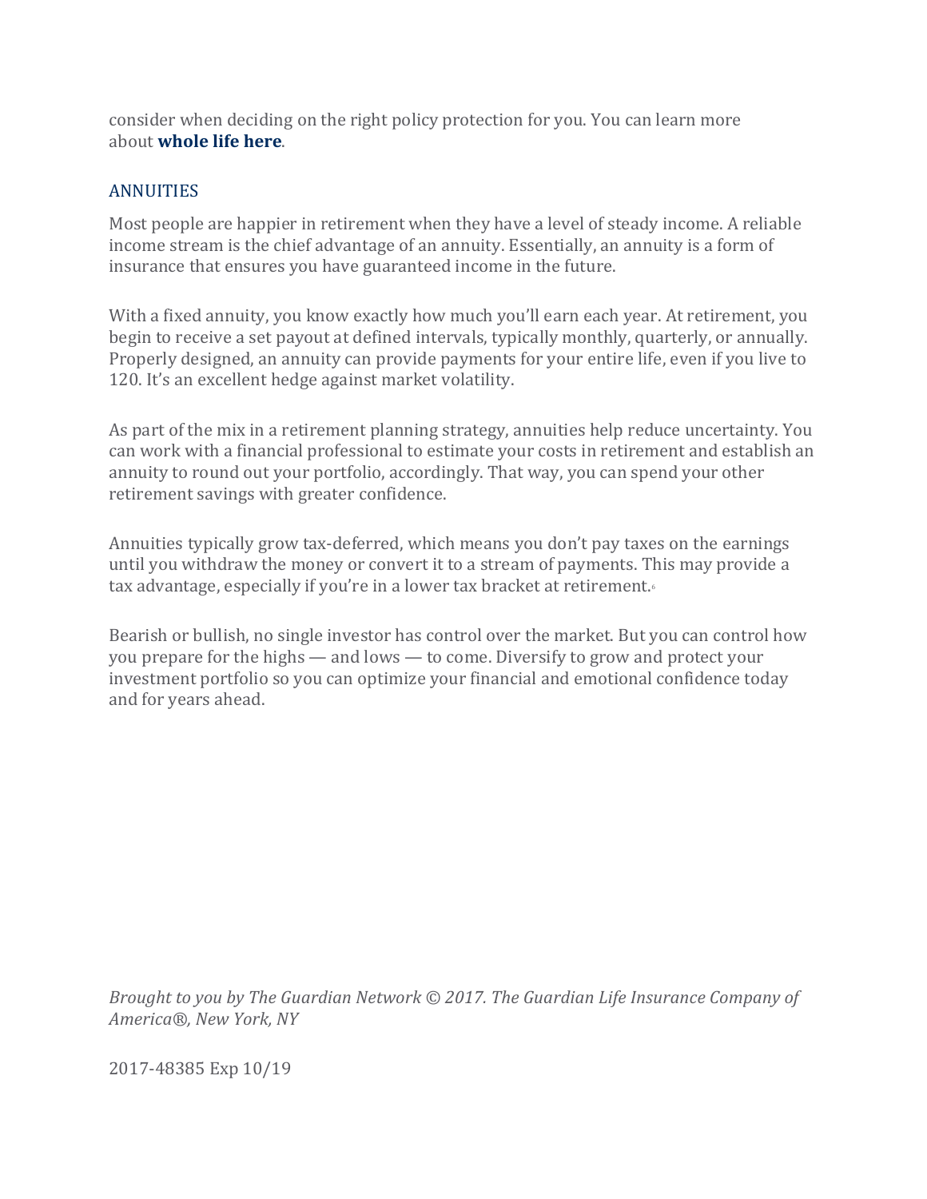consider when deciding on the right policy protection for you. You can learn more about **whole life here**.

## ANNUITIES

Most people are happier in retirement when they have a level of steady income. A reliable income stream is the chief advantage of an annuity. Essentially, an annuity is a form of insurance that ensures you have guaranteed income in the future.

With a fixed annuity, you know exactly how much you'll earn each year. At retirement, you begin to receive a set payout at defined intervals, typically monthly, quarterly, or annually. Properly designed, an annuity can provide payments for your entire life, even if you live to 120. It's an excellent hedge against market volatility.

As part of the mix in a retirement planning strategy, annuities help reduce uncertainty. You can work with a financial professional to estimate your costs in retirement and establish an annuity to round out your portfolio, accordingly. That way, you can spend your other retirement savings with greater confidence.

Annuities typically grow tax-deferred, which means you don't pay taxes on the earnings until you withdraw the money or convert it to a stream of payments. This may provide a tax advantage, especially if you're in a lower tax bracket at retirement.[6]

Bearish or bullish, no single investor has control over the market. But you can control how you prepare for the highs — and lows — to come. Diversify to grow and protect your investment portfolio so you can optimize your financial and emotional confidence today and for years ahead.

*Brought to you by The Guardian Network © 2017. The Guardian Life Insurance Company of America®, New York, NY*

2017-48385 Exp 10/19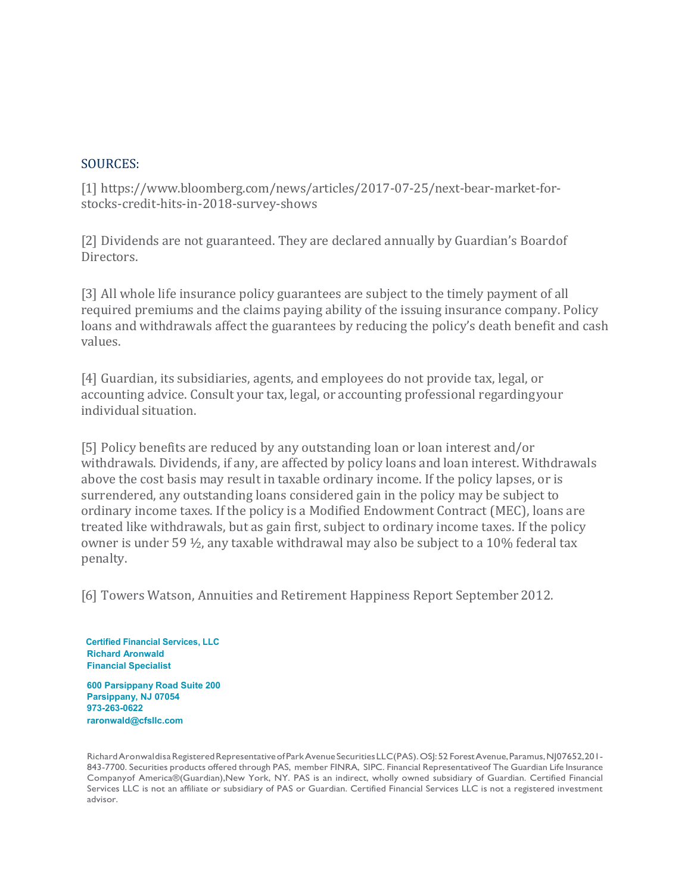SOURCES:

[1] https://www.bloomberg.com/news/articles/2017-07-25/next-bear-market-for-stocks-credit-hits-in-2018-survey-shows

[2] Dividends are not guaranteed. They are declared annually by Guardian's Boardof Directors.

[3] All whole life insurance policy guarantees are subject to the timely payment of all required premiums and the claims paying ability of the issuing insurance company. Policy loans and withdrawals affect the guarantees by reducing the policy's death benefit and cash values.

[4] Guardian, its subsidiaries, agents, and employees do not provide tax, legal, or accounting advice. Consult your tax, legal, or accounting professional regardingyour individual situation.

[5] Policy benefits are reduced by any outstanding loan or loan interest and/or withdrawals. Dividends, if any, are affected by policy loans and loan interest. Withdrawals above the cost basis may result in taxable ordinary income. If the policy lapses, or is surrendered, any outstanding loans considered gain in the policy may be subject to ordinary income taxes. If the policy is a Modified Endowment Contract (MEC), loans are treated like withdrawals, but as gain first, subject to ordinary income taxes. If the policy owner is under 59 ½, any taxable withdrawal may also be subject to a 10% federal tax penalty.

[6] Towers Watson, Annuities and Retirement Happiness Report September 2012.

**Certified Financial Services, LLC**
**Richard Aronwald**
**Financial Specialist**

**600 Parsippany Road Suite 200**
**Parsippany, NJ 07054**
**973-263-0622**
**raronwald@cfsllc.com**

Richard Aronwald is a Registered Representative of Park Avenue Securities LLC (PAS). OSJ: 52 Forest Avenue, Paramus, NJ07652, 201-843-7700. Securities products offered through PAS, member FINRA, SIPC. Financial Representativeof The Guardian Life Insurance Companyof America®(Guardian),New York, NY. PAS is an indirect, wholly owned subsidiary of Guardian. Certified Financial Services LLC is not an affiliate or subsidiary of PAS or Guardian. Certified Financial Services LLC is not a registered investment advisor.